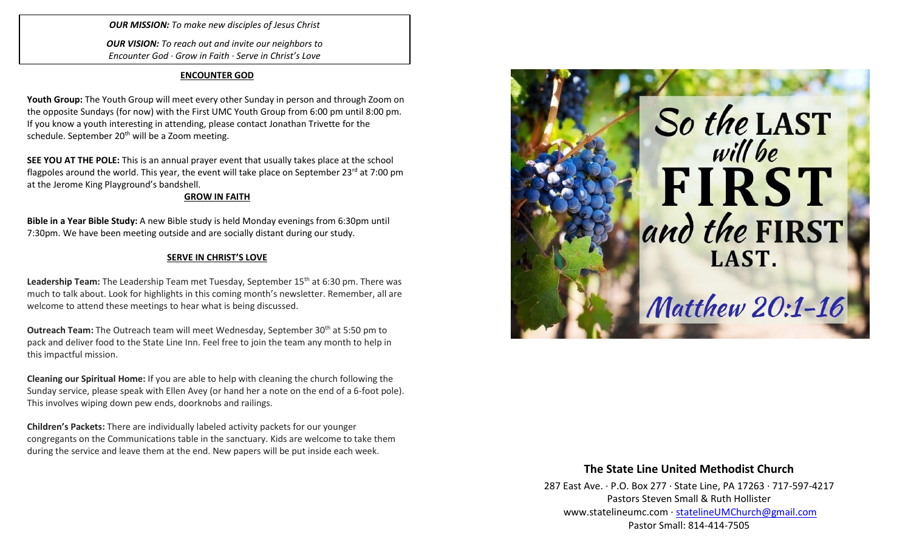*OUR MISSION: To make new disciples of Jesus Christ*

*OUR VISION: To reach out and invite our neighbors to Encounter God · Grow in Faith · Serve in Christ's Love*

## ENCOUNTER GOD

**Youth Group:** The Youth Group will meet every other Sunday in person and through Zoom on the opposite Sundays (for now) with the First UMC Youth Group from 6:00 pm until 8:00 pm. If you know a youth interesting in attending, please contact Jonathan Trivette for the schedule. September 20th will be a Zoom meeting.

**SEE YOU AT THE POLE:** This is an annual prayer event that usually takes place at the school flagpoles around the world. This year, the event will take place on September 23rd at 7:00 pm at the Jerome King Playground's bandshell.

## GROW IN FAITH

**Bible in a Year Bible Study:** A new Bible study is held Monday evenings from 6:30pm until 7:30pm. We have been meeting outside and are socially distant during our study.

## SERVE IN CHRIST'S LOVE

**Leadership Team:** The Leadership Team met Tuesday, September 15th at 6:30 pm. There was much to talk about. Look for highlights in this coming month's newsletter. Remember, all are welcome to attend these meetings to hear what is being discussed.

**Outreach Team:** The Outreach team will meet Wednesday, September 30th at 5:50 pm to pack and deliver food to the State Line Inn. Feel free to join the team any month to help in this impactful mission.

**Cleaning our Spiritual Home:** If you are able to help with cleaning the church following the Sunday service, please speak with Ellen Avey (or hand her a note on the end of a 6-foot pole). This involves wiping down pew ends, doorknobs and railings.

**Children's Packets:** There are individually labeled activity packets for our younger congregants on the Communications table in the sanctuary. Kids are welcome to take them during the service and leave them at the end. New papers will be put inside each week.

So the LAST will be FIRST and the FIRST LAST.

Matthew 20:1-16

## The State Line United Methodist Church

287 East Ave. · P.O. Box 277 · State Line, PA 17263 · 717-597-4217
Pastors Steven Small & Ruth Hollister
www.statelineumc.com · statelineUMChurch@gmail.com
Pastor Small: 814-414-7505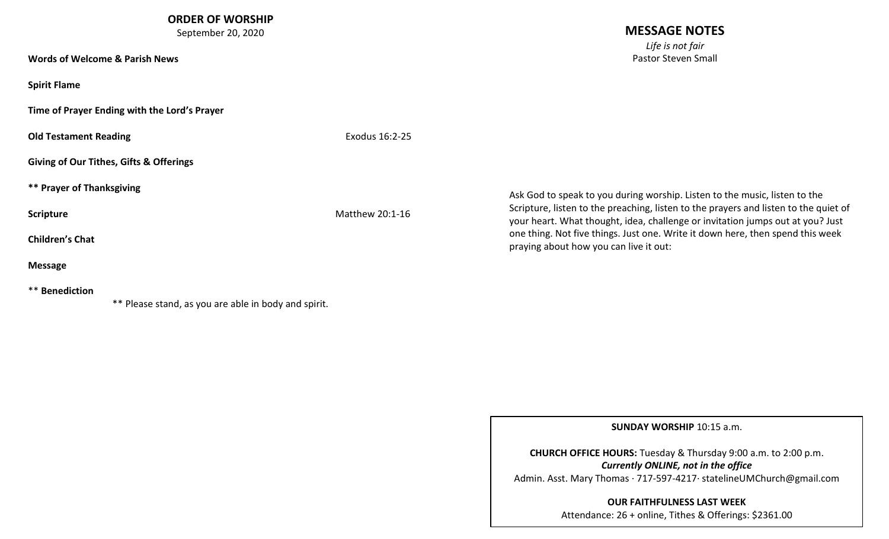## ORDER OF WORSHIP

September 20, 2020

**Words of Welcome & Parish News**

**Spirit Flame**

**Time of Prayer Ending with the Lord's Prayer**

**Old Testament Reading** Exodus 16:2-25

**Giving of Our Tithes, Gifts & Offerings**

**** Prayer of Thanksgiving**

**Scripture** Matthew 20:1-16

**Children's Chat**

**Message**

** **Benediction**

** Please stand, as you are able in body and spirit.

## MESSAGE NOTES

*Life is not fair*

Pastor Steven Small

Ask God to speak to you during worship. Listen to the music, listen to the Scripture, listen to the preaching, listen to the prayers and listen to the quiet of your heart. What thought, idea, challenge or invitation jumps out at you? Just one thing. Not five things. Just one. Write it down here, then spend this week praying about how you can live it out:

**SUNDAY WORSHIP** 10:15 a.m.

**CHURCH OFFICE HOURS:** Tuesday & Thursday 9:00 a.m. to 2:00 p.m.
***Currently ONLINE, not in the office***
Admin. Asst. Mary Thomas · 717-597-4217· statelineUMChurch@gmail.com

**OUR FAITHFULNESS LAST WEEK**
Attendance: 26 + online, Tithes & Offerings: $2361.00